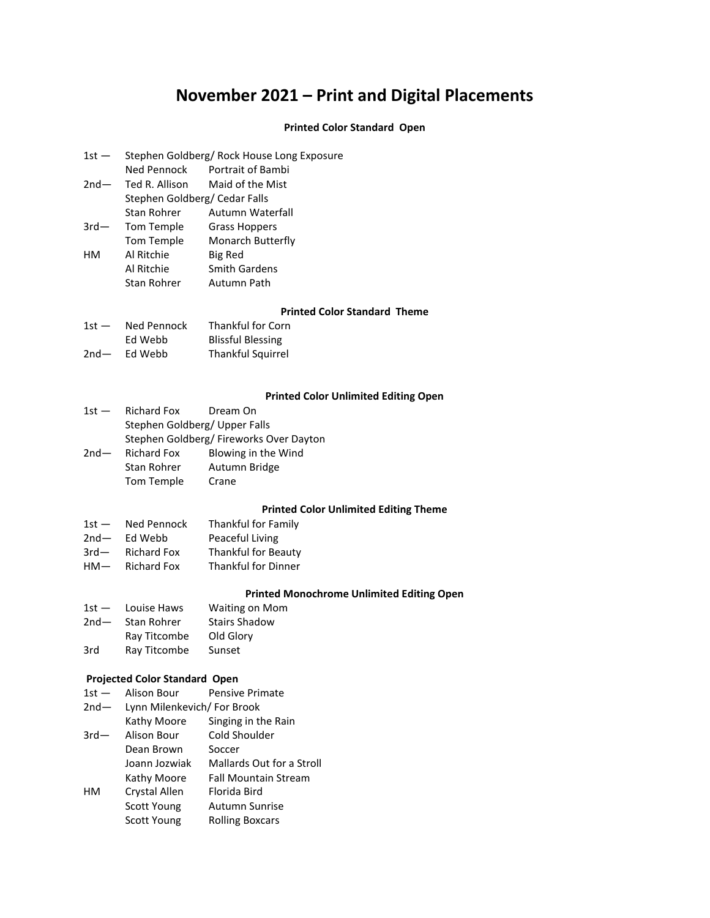# November 2021 – Print and Digital Placements

### Printed Color Standard Open

| Place | Name | Title |
|---|---|---|
| 1st — | Stephen Goldberg/ Rock House Long Exposure | |
| | Ned Pennock | Portrait of Bambi |
| 2nd— | Ted R. Allison | Maid of the Mist |
| | Stephen Goldberg/ Cedar Falls | |
| | Stan Rohrer | Autumn Waterfall |
| 3rd— | Tom Temple | Grass Hoppers |
| | Tom Temple | Monarch Butterfly |
| HM | Al Ritchie | Big Red |
| | Al Ritchie | Smith Gardens |
| | Stan Rohrer | Autumn Path |

### Printed Color Standard Theme

| Place | Name | Title |
|---|---|---|
| 1st — | Ned Pennock | Thankful for Corn |
| | Ed Webb | Blissful Blessing |
| 2nd— | Ed Webb | Thankful Squirrel |

### Printed Color Unlimited Editing Open

| Place | Name | Title |
|---|---|---|
| 1st — | Richard Fox | Dream On |
| | Stephen Goldberg/ Upper Falls | |
| | Stephen Goldberg/ Fireworks Over Dayton | |
| 2nd— | Richard Fox | Blowing in the Wind |
| | Stan Rohrer | Autumn Bridge |
| | Tom Temple | Crane |

### Printed Color Unlimited Editing Theme

| Place | Name | Title |
|---|---|---|
| 1st — | Ned Pennock | Thankful for Family |
| 2nd— | Ed Webb | Peaceful Living |
| 3rd— | Richard Fox | Thankful for Beauty |
| HM— | Richard Fox | Thankful for Dinner |

### Printed Monochrome Unlimited Editing Open

| Place | Name | Title |
|---|---|---|
| 1st — | Louise Haws | Waiting on Mom |
| 2nd— | Stan Rohrer | Stairs Shadow |
| | Ray Titcombe | Old Glory |
| 3rd | Ray Titcombe | Sunset |

### Projected Color Standard Open

| Place | Name | Title |
|---|---|---|
| 1st — | Alison Bour | Pensive Primate |
| 2nd— | Lynn Milenkevich/ For Brook | |
| | Kathy Moore | Singing in the Rain |
| 3rd— | Alison Bour | Cold Shoulder |
| | Dean Brown | Soccer |
| | Joann Jozwiak | Mallards Out for a Stroll |
| | Kathy Moore | Fall Mountain Stream |
| HM | Crystal Allen | Florida Bird |
| | Scott Young | Autumn Sunrise |
| | Scott Young | Rolling Boxcars |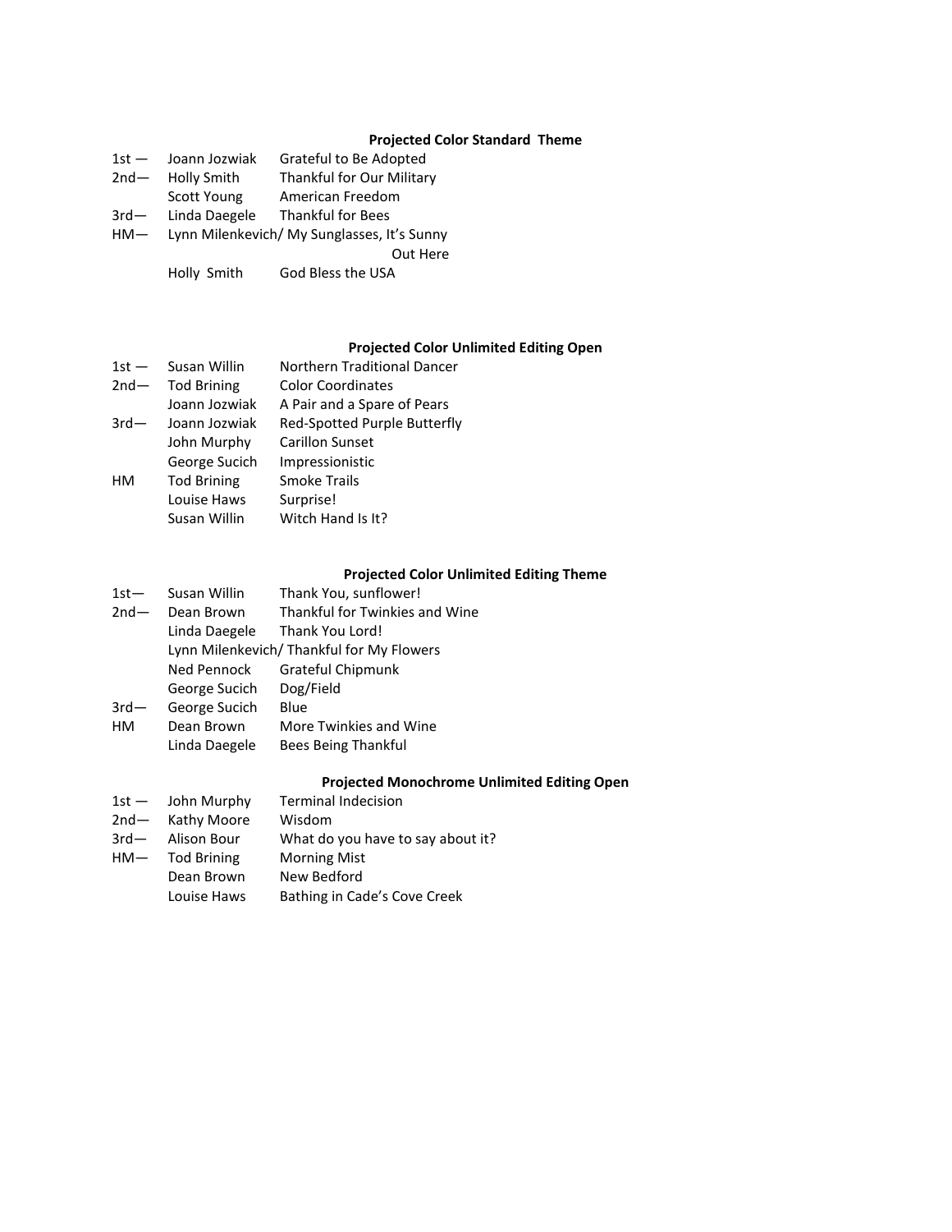### Projected Color Standard Theme

| | | |
|---|---|---|
| 1st — | Joann Jozwiak | Grateful to Be Adopted |
| 2nd— | Holly Smith | Thankful for Our Military |
| | Scott Young | American Freedom |
| 3rd— | Linda Daegele | Thankful for Bees |
| HM— | Lynn Milenkevich/ My Sunglasses, It's Sunny Out Here | |
| | Holly Smith | God Bless the USA |

### Projected Color Unlimited Editing Open

| | | |
|---|---|---|
| 1st — | Susan Willin | Northern Traditional Dancer |
| 2nd— | Tod Brining | Color Coordinates |
| | Joann Jozwiak | A Pair and a Spare of Pears |
| 3rd— | Joann Jozwiak | Red-Spotted Purple Butterfly |
| | John Murphy | Carillon Sunset |
| | George Sucich | Impressionistic |
| HM | Tod Brining | Smoke Trails |
| | Louise Haws | Surprise! |
| | Susan Willin | Witch Hand Is It? |

### Projected Color Unlimited Editing Theme

| | | |
|---|---|---|
| 1st— | Susan Willin | Thank You, sunflower! |
| 2nd— | Dean Brown | Thankful for Twinkies and Wine |
| | Linda Daegele | Thank You Lord! |
| | Lynn Milenkevich/ Thankful for My Flowers | |
| | Ned Pennock | Grateful Chipmunk |
| | George Sucich | Dog/Field |
| 3rd— | George Sucich | Blue |
| HM | Dean Brown | More Twinkies and Wine |
| | Linda Daegele | Bees Being Thankful |

### Projected Monochrome Unlimited Editing Open

| | | |
|---|---|---|
| 1st — | John Murphy | Terminal Indecision |
| 2nd— | Kathy Moore | Wisdom |
| 3rd— | Alison Bour | What do you have to say about it? |
| HM— | Tod Brining | Morning Mist |
| | Dean Brown | New Bedford |
| | Louise Haws | Bathing in Cade's Cove Creek |